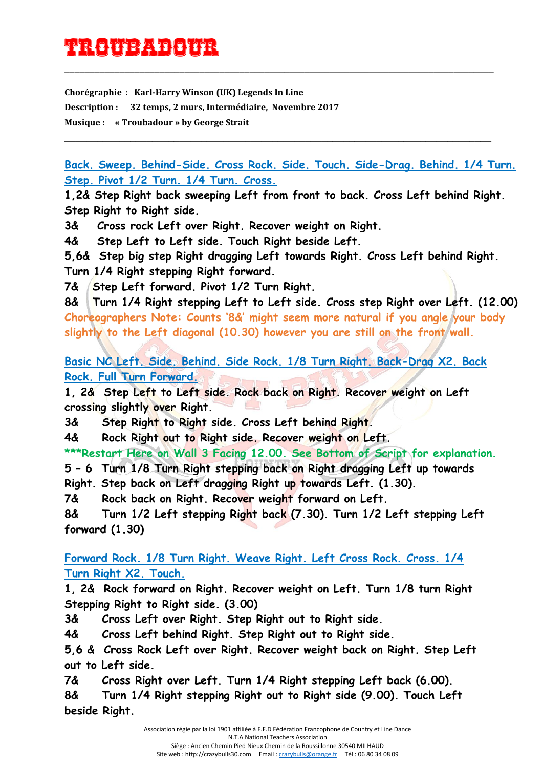# TROUBADOUR

**Chorégraphie** : **Karl-Harry Winson (UK) Legends In Line**

**Description** : **32 temps, 2 murs, Intermédiaire, Novembre 2017**

**Musique** : **« Troubadour » by George Strait**

---

## Back. Sweep. Behind-Side. Cross Rock. Side. Touch. Side-Drag. Behind. 1/4 Turn. Step. Pivot 1/2 Turn. 1/4 Turn. Cross.

**1,2&** Step Right back sweeping Left from front to back. Cross Left behind Right. Step Right to Right side.

**3&** Cross rock Left over Right. Recover weight on Right.

**4&** Step Left to Left side. Touch Right beside Left.

**5,6&** Step big step Right dragging Left towards Right. Cross Left behind Right. Turn 1/4 Right stepping Right forward.

**7&** Step Left forward. Pivot 1/2 Turn Right.

**8&** Turn 1/4 Right stepping Left to Left side. Cross step Right over Left. (12.00)

Choreographers Note: Counts '8&' might seem more natural if you angle your body slightly to the Left diagonal (10.30) however you are still on the front wall.

## Basic NC Left. Side. Behind. Side Rock. 1/8 Turn Right. Back-Drag X2. Back Rock. Full Turn Forward.

**1, 2&** Step Left to Left side. Rock back on Right. Recover weight on Left crossing slightly over Right.

**3&** Step Right to Right side. Cross Left behind Right.

**4&** Rock Right out to Right side. Recover weight on Left.

***Restart Here on Wall 3 Facing 12.00. See Bottom of Script for explanation.

**5 – 6** Turn 1/8 Turn Right stepping back on Right dragging Left up towards Right. Step back on Left dragging Right up towards Left. (1.30)

**7&** Rock back on Right. Recover weight forward on Left.

**8&** Turn 1/2 Left stepping Right back (7.30). Turn 1/2 Left stepping Left forward (1.30)

## Forward Rock. 1/8 Turn Right. Weave Right. Left Cross Rock. Cross. 1/4 Turn Right X2. Touch.

**1, 2&** Rock forward on Right. Recover weight on Left. Turn 1/8 turn Right Stepping Right to Right side. (3.00)

**3&** Cross Left over Right. Step Right out to Right side.

**4&** Cross Left behind Right. Step Right out to Right side.

**5,6 &** Cross Rock Left over Right. Recover weight back on Right. Step Left out to Left side.

**7&** Cross Right over Left. Turn 1/4 Right stepping Left back (6.00).

**8&** Turn 1/4 Right stepping Right out to Right side (9.00). Touch Left beside Right.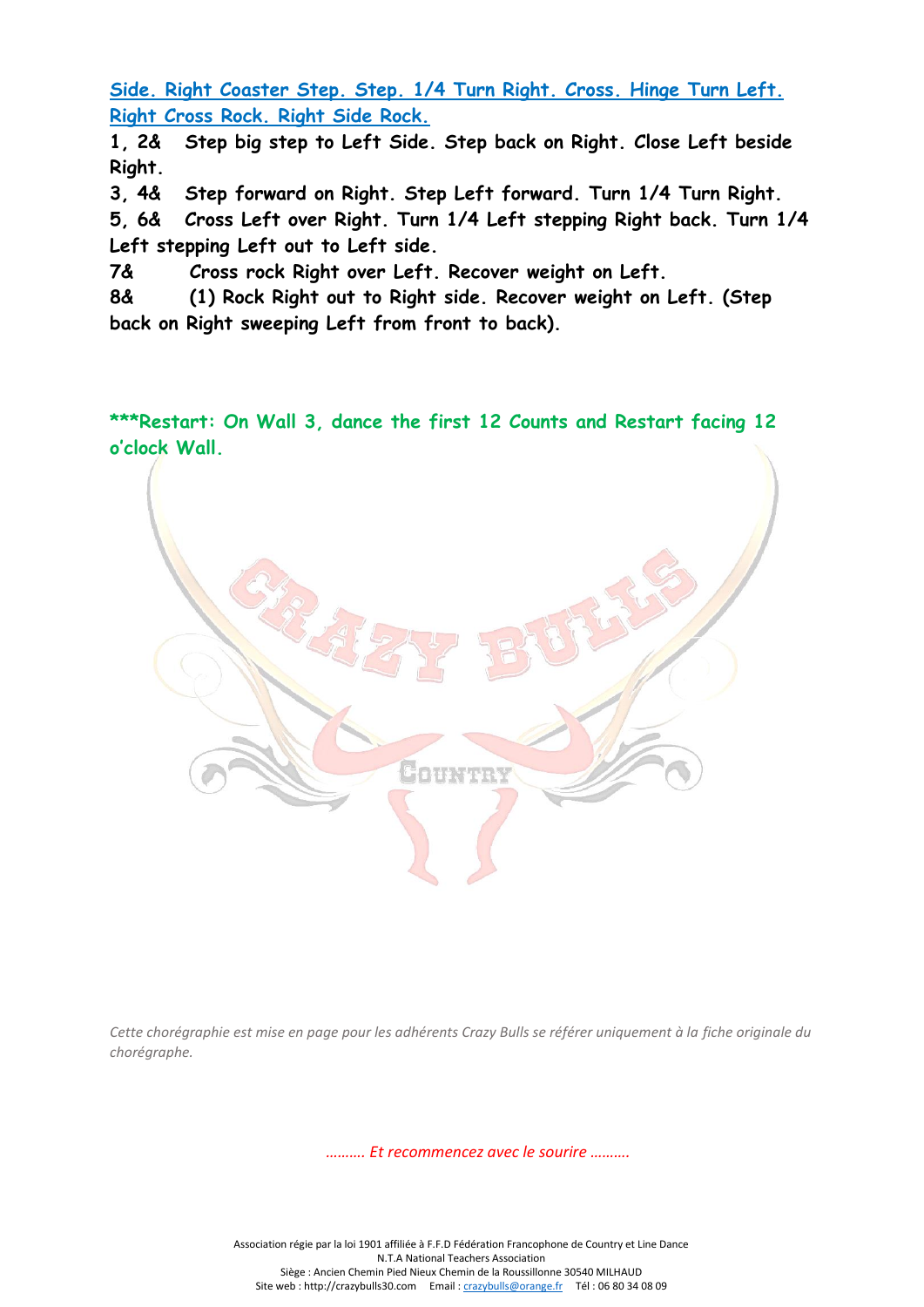**Side. Right Coaster Step. Step. 1/4 Turn Right. Cross. Hinge Turn Left. Right Cross Rock. Right Side Rock.**

**1, 2& Step big step to Left Side. Step back on Right. Close Left beside Right.**

**3, 4& Step forward on Right. Step Left forward. Turn 1/4 Turn Right.**

**5, 6& Cross Left over Right. Turn 1/4 Left stepping Right back. Turn 1/4 Left stepping Left out to Left side.**

**7& Cross rock Right over Left. Recover weight on Left.**

**8& (1) Rock Right out to Right side. Recover weight on Left. (Step back on Right sweeping Left from front to back).**

**\*\*\*Restart: On Wall 3, dance the first 12 Counts and Restart facing 12 o'clock Wall.**

*Cette chorégraphie est mise en page pour les adhérents Crazy Bulls se référer uniquement à la fiche originale du chorégraphe.*

*………. Et recommencez avec le sourire ……….*

Association régie par la loi 1901 affiliée à F.F.D Fédération Francophone de Country et Line Dance
N.T.A National Teachers Association
Siège : Ancien Chemin Pied Nieux Chemin de la Roussillonne 30540 MILHAUD
Site web : http://crazybulls30.com Email : crazybulls@orange.fr Tél : 06 80 34 08 09